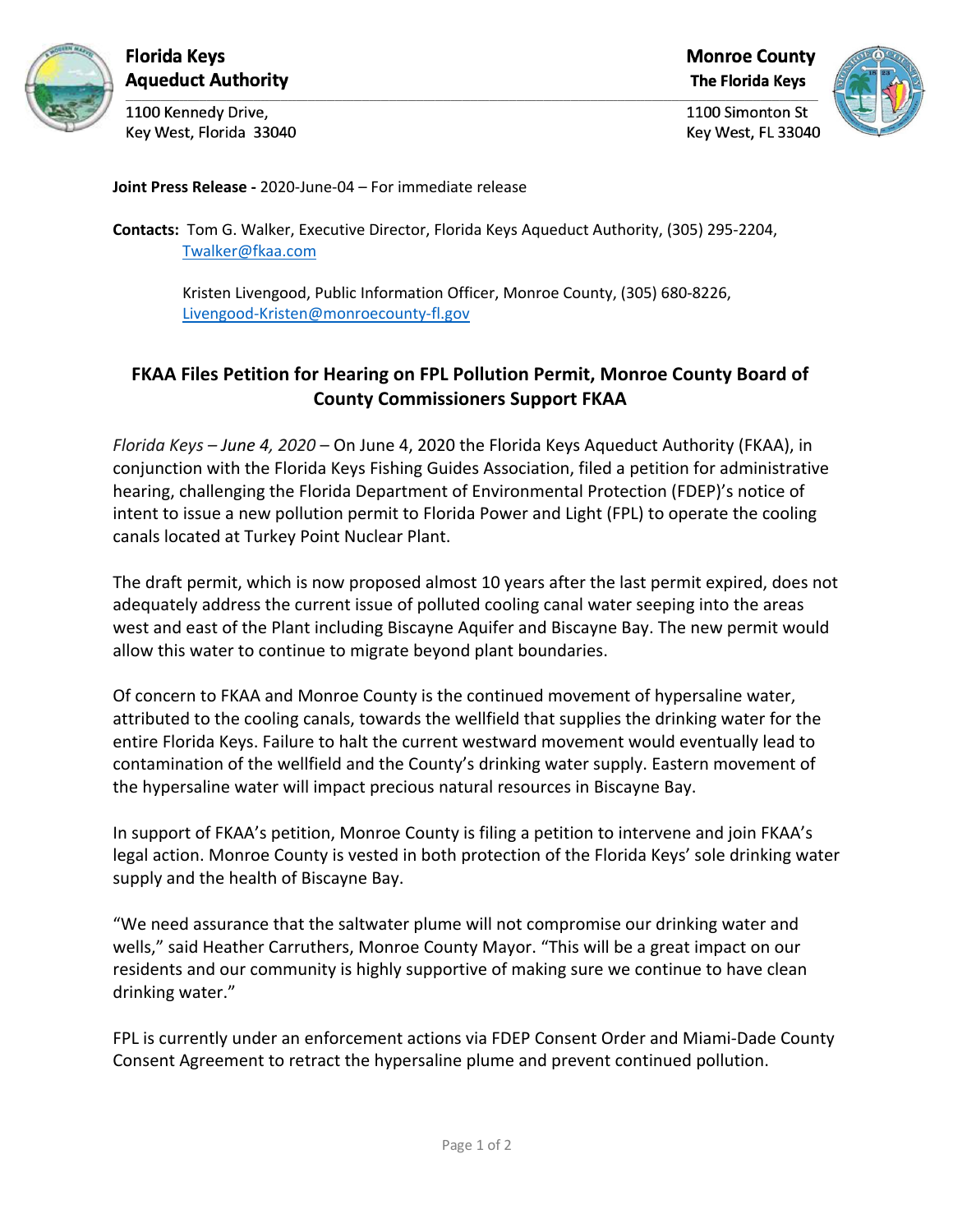**Florida Keys Aqueduct Authority**
1100 Kennedy Drive,
Key West, Florida 33040

**Monroe County**
**The Florida Keys**
1100 Simonton St
Key West, FL 33040

**Joint Press Release -** 2020-June-04 – For immediate release

**Contacts:** Tom G. Walker, Executive Director, Florida Keys Aqueduct Authority, (305) 295-2204, Twalker@fkaa.com

Kristen Livengood, Public Information Officer, Monroe County, (305) 680-8226, Livengood-Kristen@monroecounty-fl.gov

## FKAA Files Petition for Hearing on FPL Pollution Permit, Monroe County Board of County Commissioners Support FKAA

*Florida Keys – June 4, 2020* – On June 4, 2020 the Florida Keys Aqueduct Authority (FKAA), in conjunction with the Florida Keys Fishing Guides Association, filed a petition for administrative hearing, challenging the Florida Department of Environmental Protection (FDEP)'s notice of intent to issue a new pollution permit to Florida Power and Light (FPL) to operate the cooling canals located at Turkey Point Nuclear Plant.

The draft permit, which is now proposed almost 10 years after the last permit expired, does not adequately address the current issue of polluted cooling canal water seeping into the areas west and east of the Plant including Biscayne Aquifer and Biscayne Bay. The new permit would allow this water to continue to migrate beyond plant boundaries.

Of concern to FKAA and Monroe County is the continued movement of hypersaline water, attributed to the cooling canals, towards the wellfield that supplies the drinking water for the entire Florida Keys. Failure to halt the current westward movement would eventually lead to contamination of the wellfield and the County's drinking water supply. Eastern movement of the hypersaline water will impact precious natural resources in Biscayne Bay.

In support of FKAA's petition, Monroe County is filing a petition to intervene and join FKAA's legal action. Monroe County is vested in both protection of the Florida Keys' sole drinking water supply and the health of Biscayne Bay.

"We need assurance that the saltwater plume will not compromise our drinking water and wells," said Heather Carruthers, Monroe County Mayor. "This will be a great impact on our residents and our community is highly supportive of making sure we continue to have clean drinking water."

FPL is currently under an enforcement actions via FDEP Consent Order and Miami-Dade County Consent Agreement to retract the hypersaline plume and prevent continued pollution.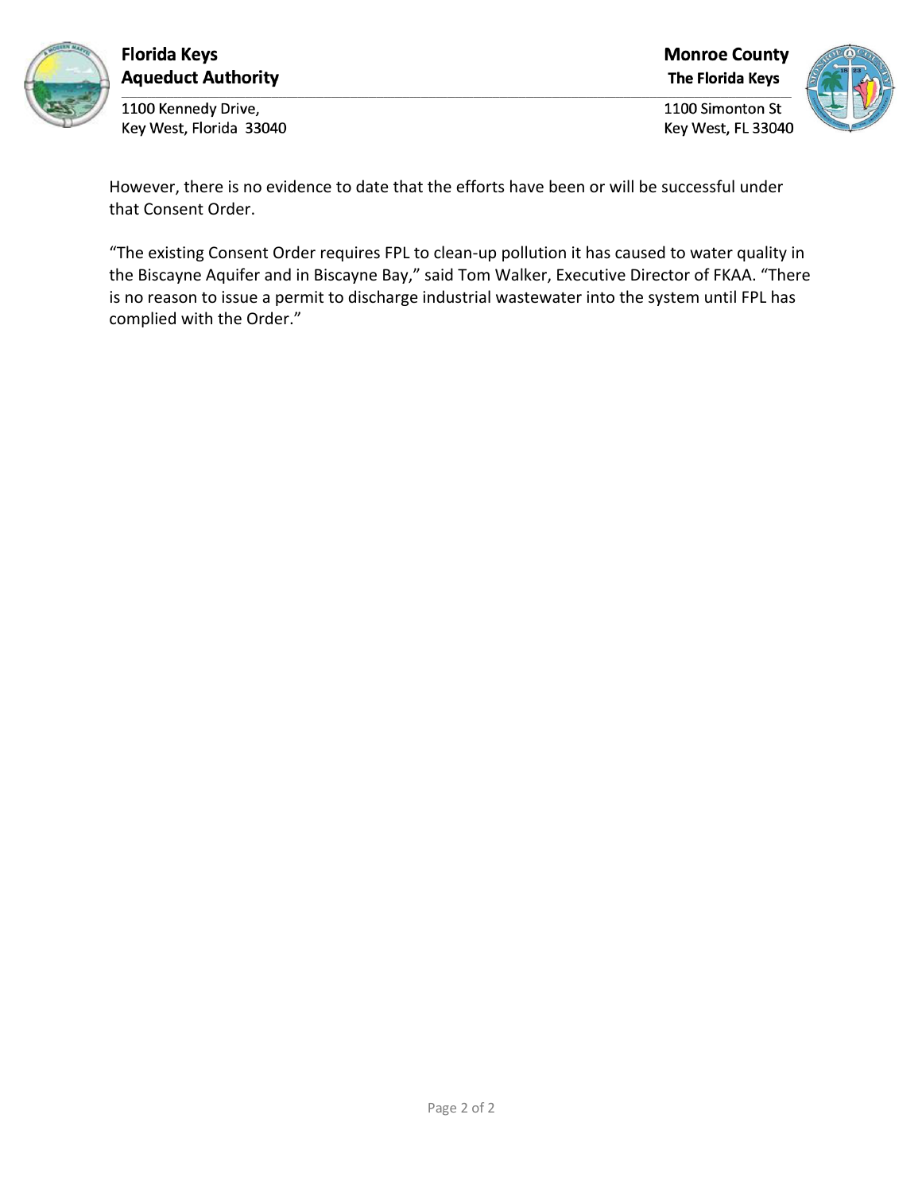However, there is no evidence to date that the efforts have been or will be successful under that Consent Order.

"The existing Consent Order requires FPL to clean-up pollution it has caused to water quality in the Biscayne Aquifer and in Biscayne Bay," said Tom Walker, Executive Director of FKAA. "There is no reason to issue a permit to discharge industrial wastewater into the system until FPL has complied with the Order."